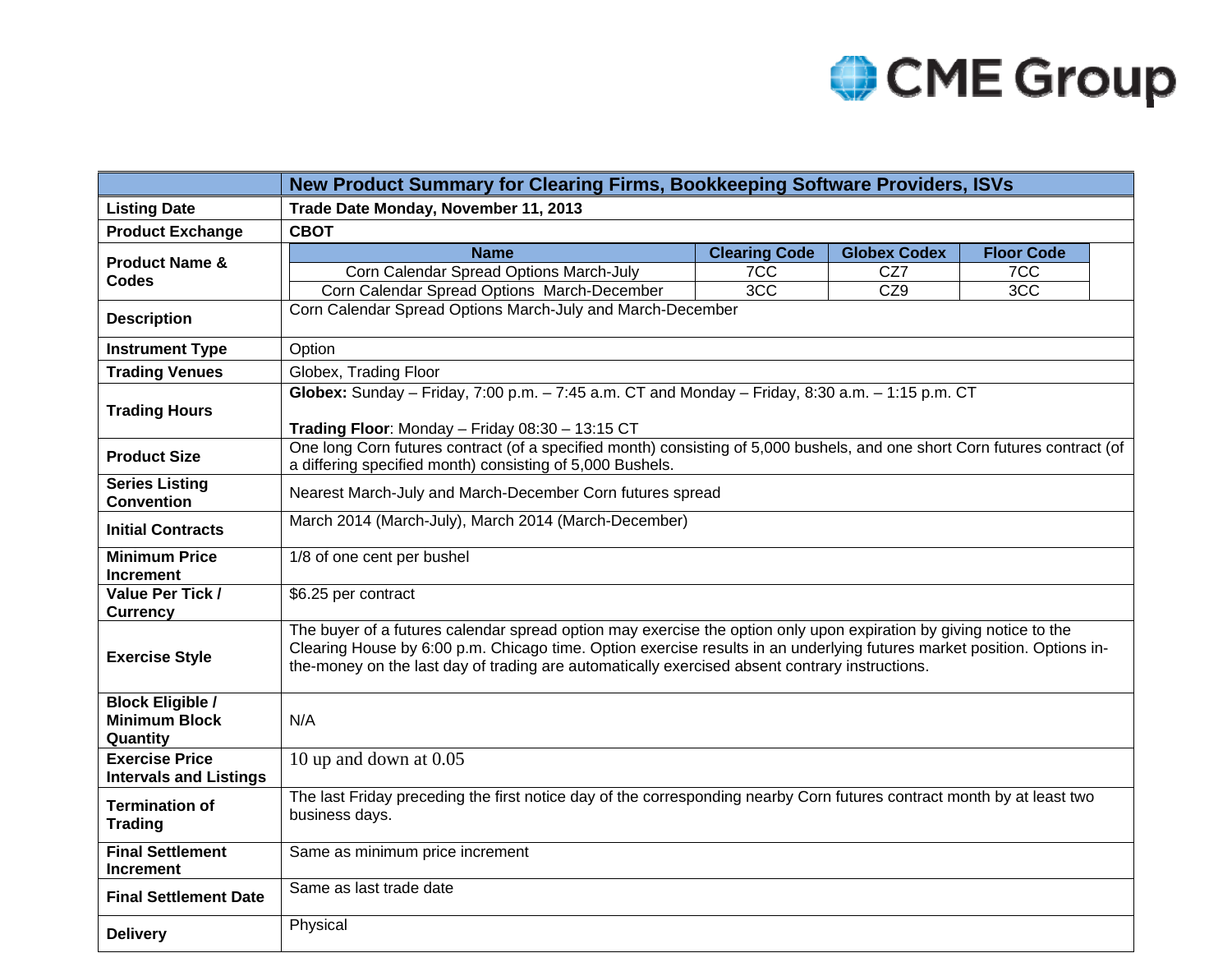| | New Product Summary for Clearing Firms, Bookkeeping Software Providers, ISVs |
|---|---|
| **Listing Date** | **Trade Date Monday, November 11, 2013** |
| **Product Exchange** | **CBOT** |
| **Product Name & Codes** | **Name** / **Clearing Code** / **Globex Codex** / **Floor Code**: Corn Calendar Spread Options March-July / 7CC / CZ7 / 7CC; Corn Calendar Spread Options March-December / 3CC / CZ9 / 3CC |
| **Description** | Corn Calendar Spread Options March-July and March-December |
| **Instrument Type** | Option |
| **Trading Venues** | Globex, Trading Floor |
| **Trading Hours** | **Globex:** Sunday – Friday, 7:00 p.m. – 7:45 a.m. CT and Monday – Friday, 8:30 a.m. – 1:15 p.m. CT<br><br>**Trading Floor**: Monday – Friday 08:30 – 13:15 CT |
| **Product Size** | One long Corn futures contract (of a specified month) consisting of 5,000 bushels, and one short Corn futures contract (of a differing specified month) consisting of 5,000 Bushels. |
| **Series Listing Convention** | Nearest March-July and March-December Corn futures spread |
| **Initial Contracts** | March 2014 (March-July), March 2014 (March-December) |
| **Minimum Price Increment** | 1/8 of one cent per bushel |
| **Value Per Tick / Currency** | $6.25 per contract |
| **Exercise Style** | The buyer of a futures calendar spread option may exercise the option only upon expiration by giving notice to the Clearing House by 6:00 p.m. Chicago time. Option exercise results in an underlying futures market position. Options in-the-money on the last day of trading are automatically exercised absent contrary instructions. |
| **Block Eligible / Minimum Block Quantity** | N/A |
| **Exercise Price Intervals and Listings** | 10 up and down at 0.05 |
| **Termination of Trading** | The last Friday preceding the first notice day of the corresponding nearby Corn futures contract month by at least two business days. |
| **Final Settlement Increment** | Same as minimum price increment |
| **Final Settlement Date** | Same as last trade date |
| **Delivery** | Physical |

**Product Name & Codes:**

| Name | Clearing Code | Globex Codex | Floor Code |
|---|---|---|---|
| Corn Calendar Spread Options March-July | 7CC | CZ7 | 7CC |
| Corn Calendar Spread Options March-December | 3CC | CZ9 | 3CC |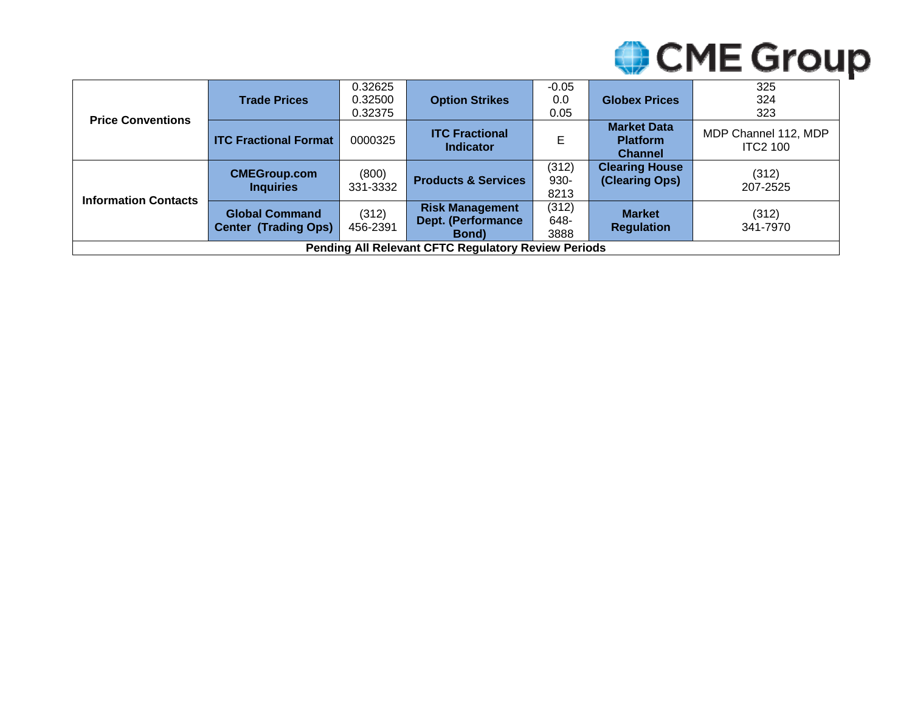| | | | | | | |
|---|---|---|---|---|---|---|
| **Price Conventions** | **Trade Prices** | 0.32625<br>0.32500<br>0.32375 | **Option Strikes** | -0.05<br>0.0<br>0.05 | **Globex Prices** | 325<br>324<br>323 |
| | **ITC Fractional Format** | 0000325 | **ITC Fractional Indicator** | E | **Market Data Platform Channel** | MDP Channel 112, MDP ITC2 100 |
| **Information Contacts** | **CMEGroup.com Inquiries** | (800) 331-3332 | **Products & Services** | (312) 930-8213 | **Clearing House (Clearing Ops)** | (312) 207-2525 |
| | **Global Command Center (Trading Ops)** | (312) 456-2391 | **Risk Management Dept. (Performance Bond)** | (312) 648-3888 | **Market Regulation** | (312) 341-7970 |
| **Pending All Relevant CFTC Regulatory Review Periods** | | | | | | |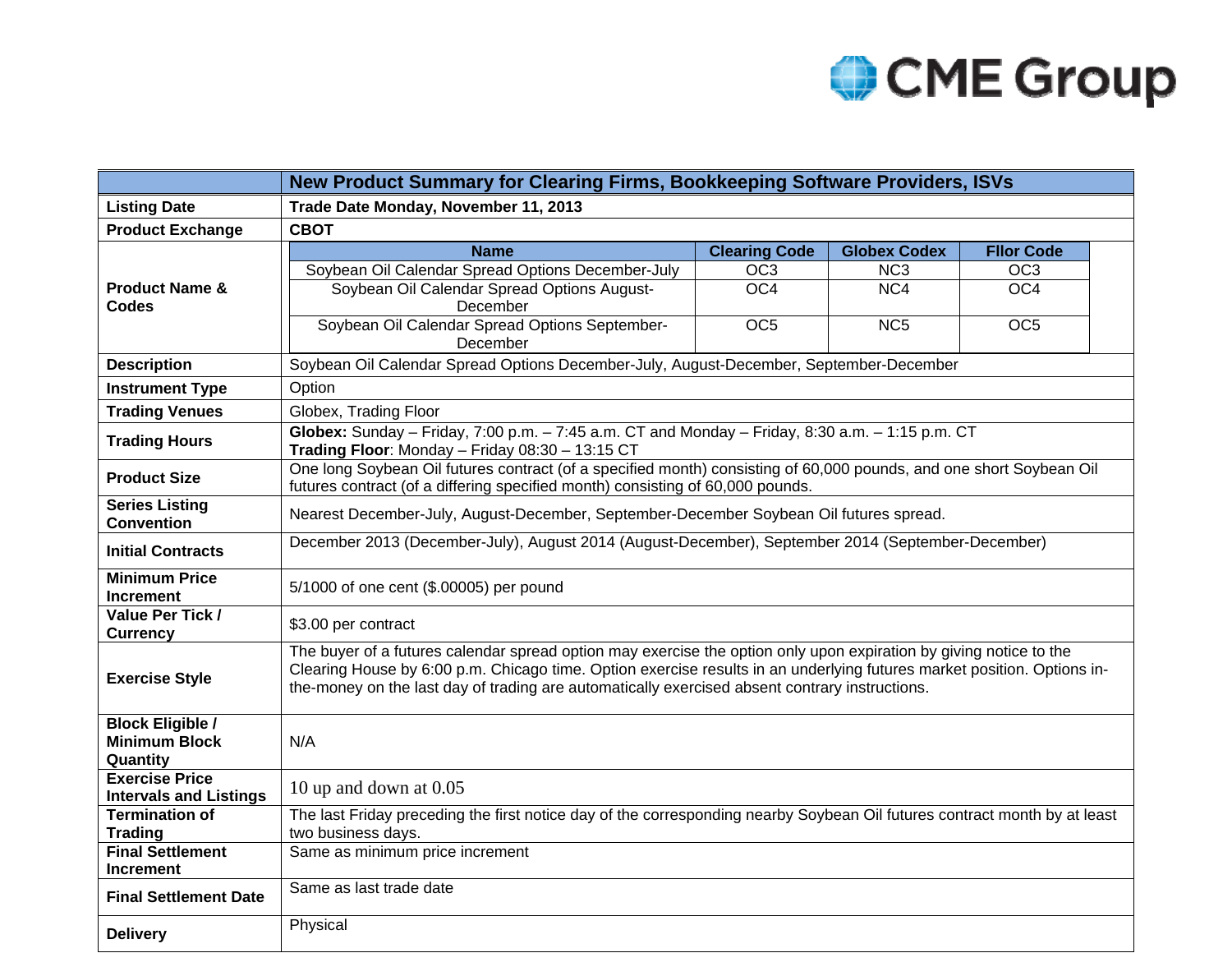| | New Product Summary for Clearing Firms, Bookkeeping Software Providers, ISVs |
|---|---|
| **Listing Date** | **Trade Date Monday, November 11, 2013** |
| **Product Exchange** | **CBOT** |
| **Product Name & Codes** | **Name** / **Clearing Code** / **Globex Codex** / **Fllor Code**<br>Soybean Oil Calendar Spread Options December-July / OC3 / NC3 / OC3<br>Soybean Oil Calendar Spread Options August-December / OC4 / NC4 / OC4<br>Soybean Oil Calendar Spread Options September-December / OC5 / NC5 / OC5 |
| **Description** | Soybean Oil Calendar Spread Options December-July, August-December, September-December |
| **Instrument Type** | Option |
| **Trading Venues** | Globex, Trading Floor |
| **Trading Hours** | **Globex:** Sunday – Friday, 7:00 p.m. – 7:45 a.m. CT and Monday – Friday, 8:30 a.m. – 1:15 p.m. CT<br>**Trading Floor**: Monday – Friday 08:30 – 13:15 CT |
| **Product Size** | One long Soybean Oil futures contract (of a specified month) consisting of 60,000 pounds, and one short Soybean Oil futures contract (of a differing specified month) consisting of 60,000 pounds. |
| **Series Listing Convention** | Nearest December-July, August-December, September-December Soybean Oil futures spread. |
| **Initial Contracts** | December 2013 (December-July), August 2014 (August-December), September 2014 (September-December) |
| **Minimum Price Increment** | 5/1000 of one cent ($.00005) per pound |
| **Value Per Tick / Currency** | $3.00 per contract |
| **Exercise Style** | The buyer of a futures calendar spread option may exercise the option only upon expiration by giving notice to the Clearing House by 6:00 p.m. Chicago time. Option exercise results in an underlying futures market position. Options in-the-money on the last day of trading are automatically exercised absent contrary instructions. |
| **Block Eligible / Minimum Block Quantity** | N/A |
| **Exercise Price Intervals and Listings** | 10 up and down at 0.05 |
| **Termination of Trading** | The last Friday preceding the first notice day of the corresponding nearby Soybean Oil futures contract month by at least two business days. |
| **Final Settlement Increment** | Same as minimum price increment |
| **Final Settlement Date** | Same as last trade date |
| **Delivery** | Physical |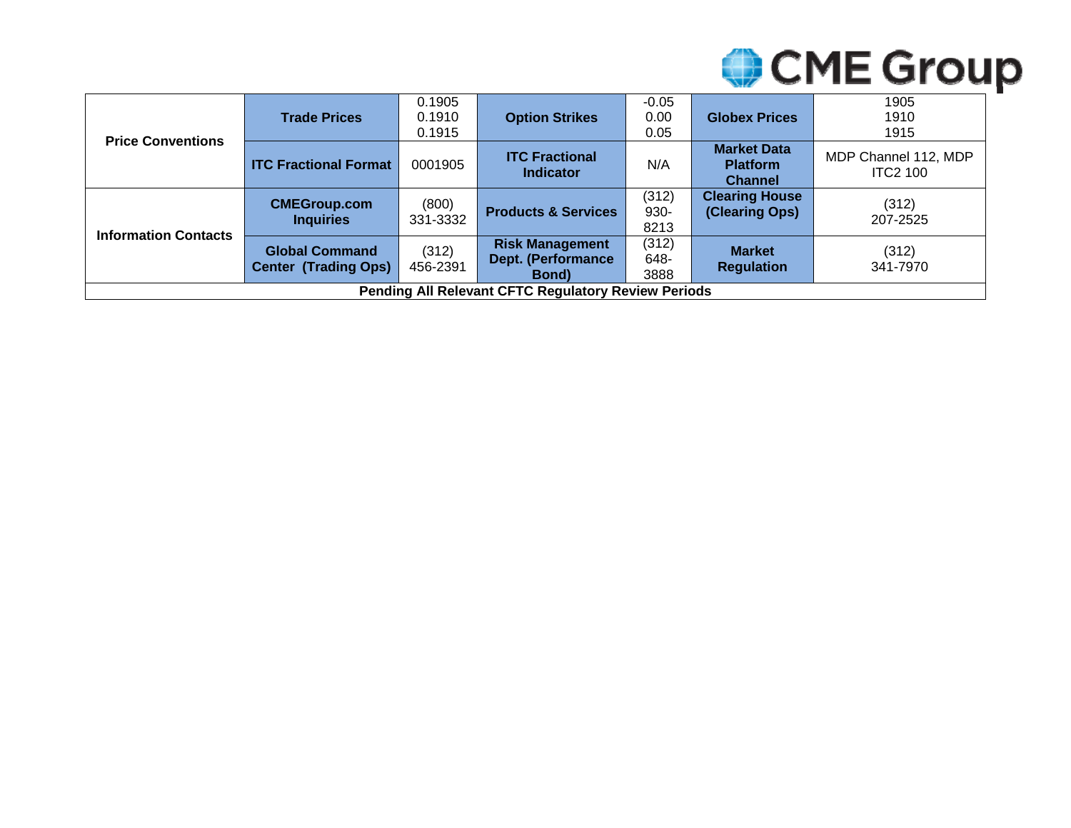| | | | | | | |
|---|---|---|---|---|---|---|
| **Price Conventions** | **Trade Prices** | 0.1905<br>0.1910<br>0.1915 | **Option Strikes** | -0.05<br>0.00<br>0.05 | **Globex Prices** | 1905<br>1910<br>1915 |
| | **ITC Fractional Format** | 0001905 | **ITC Fractional Indicator** | N/A | **Market Data Platform Channel** | MDP Channel 112, MDP ITC2 100 |
| **Information Contacts** | **CMEGroup.com Inquiries** | (800) 331-3332 | **Products & Services** | (312) 930-8213 | **Clearing House (Clearing Ops)** | (312) 207-2525 |
| | **Global Command Center (Trading Ops)** | (312) 456-2391 | **Risk Management Dept. (Performance Bond)** | (312) 648-3888 | **Market Regulation** | (312) 341-7970 |
| **Pending All Relevant CFTC Regulatory Review Periods** | | | | | | |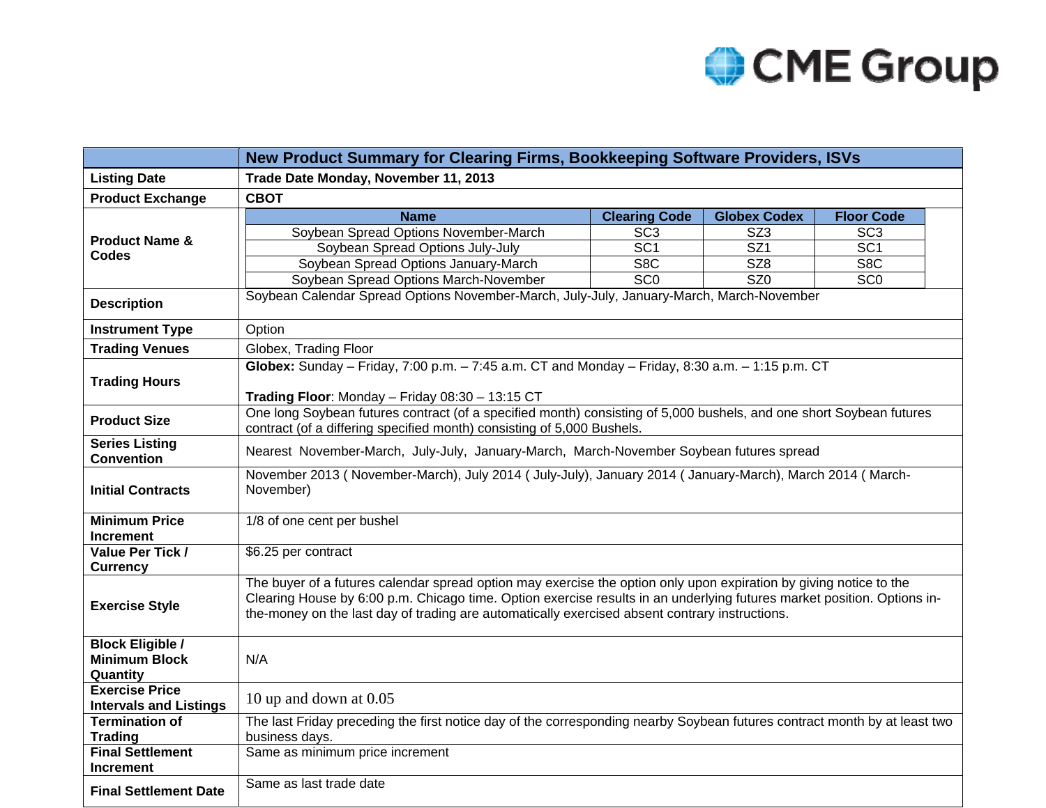| | New Product Summary for Clearing Firms, Bookkeeping Software Providers, ISVs |
|---|---|
| **Listing Date** | **Trade Date Monday, November 11, 2013** |
| **Product Exchange** | **CBOT** |
| **Product Name & Codes** | **Name** / **Clearing Code** / **Globex Codex** / **Floor Code**<br>Soybean Spread Options November-March / SC3 / SZ3 / SC3<br>Soybean Spread Options July-July / SC1 / SZ1 / SC1<br>Soybean Spread Options January-March / S8C / SZ8 / S8C<br>Soybean Spread Options March-November / SC0 / SZ0 / SC0 |
| **Description** | Soybean Calendar Spread Options November-March, July-July, January-March, March-November |
| **Instrument Type** | Option |
| **Trading Venues** | Globex, Trading Floor |
| **Trading Hours** | **Globex:** Sunday – Friday, 7:00 p.m. – 7:45 a.m. CT and Monday – Friday, 8:30 a.m. – 1:15 p.m. CT<br><br>**Trading Floor**: Monday – Friday 08:30 – 13:15 CT |
| **Product Size** | One long Soybean futures contract (of a specified month) consisting of 5,000 bushels, and one short Soybean futures contract (of a differing specified month) consisting of 5,000 Bushels. |
| **Series Listing Convention** | Nearest November-March, July-July, January-March, March-November Soybean futures spread |
| **Initial Contracts** | November 2013 ( November-March), July 2014 ( July-July), January 2014 ( January-March), March 2014 ( March-November) |
| **Minimum Price Increment** | 1/8 of one cent per bushel |
| **Value Per Tick / Currency** | $6.25 per contract |
| **Exercise Style** | The buyer of a futures calendar spread option may exercise the option only upon expiration by giving notice to the Clearing House by 6:00 p.m. Chicago time. Option exercise results in an underlying futures market position. Options in-the-money on the last day of trading are automatically exercised absent contrary instructions. |
| **Block Eligible / Minimum Block Quantity** | N/A |
| **Exercise Price Intervals and Listings** | 10 up and down at 0.05 |
| **Termination of Trading** | The last Friday preceding the first notice day of the corresponding nearby Soybean futures contract month by at least two business days. |
| **Final Settlement Increment** | Same as minimum price increment |
| **Final Settlement Date** | Same as last trade date |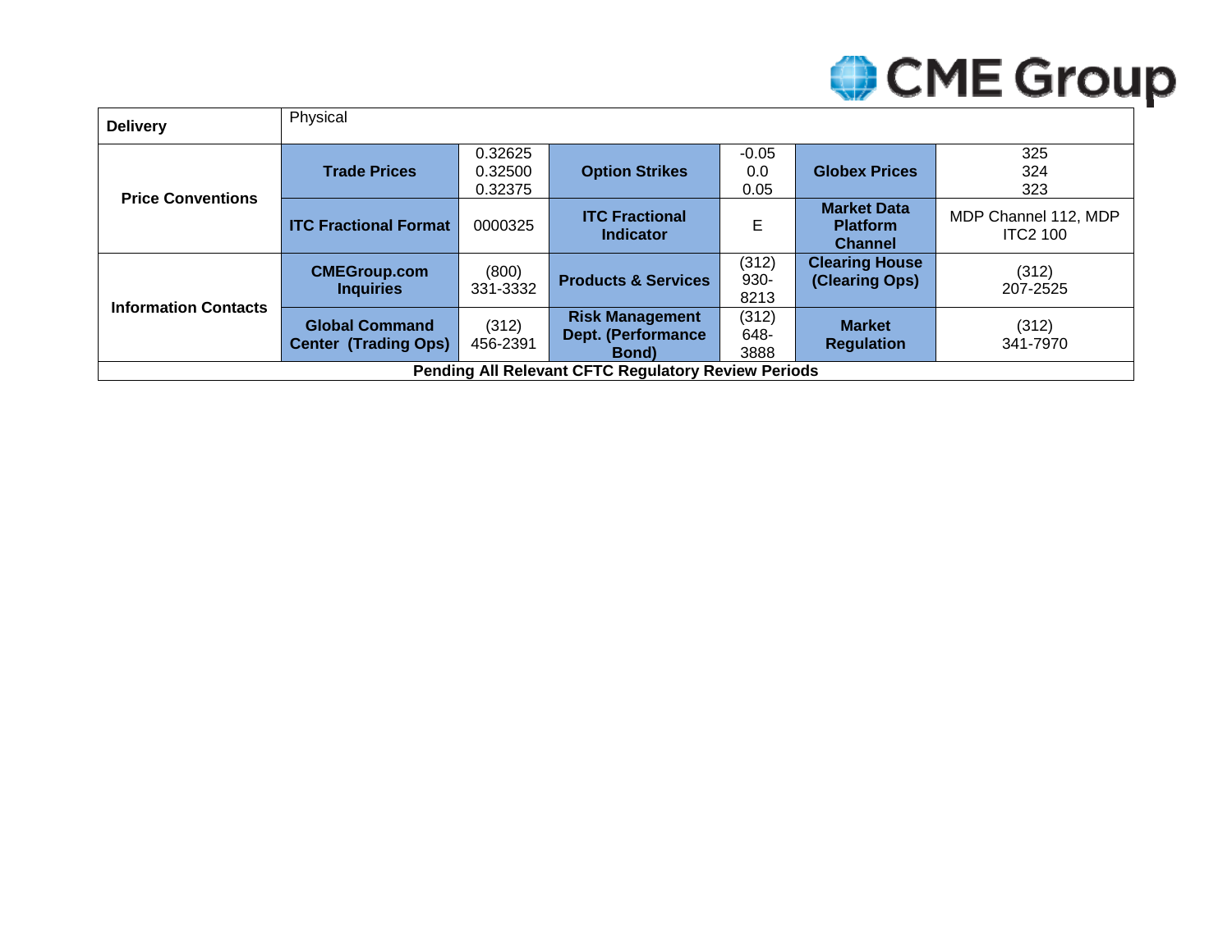| Delivery | Physical | | | | | |
|---|---|---|---|---|---|---|
| **Price Conventions** | **Trade Prices** | 0.32625<br>0.32500<br>0.32375 | **Option Strikes** | -0.05<br>0.0<br>0.05 | **Globex Prices** | 325<br>324<br>323 |
| | **ITC Fractional Format** | 0000325 | **ITC Fractional Indicator** | E | **Market Data Platform Channel** | MDP Channel 112, MDP ITC2 100 |
| **Information Contacts** | **CMEGroup.com Inquiries** | (800) 331-3332 | **Products & Services** | (312) 930-8213 | **Clearing House (Clearing Ops)** | (312) 207-2525 |
| | **Global Command Center (Trading Ops)** | (312) 456-2391 | **Risk Management Dept. (Performance Bond)** | (312) 648-3888 | **Market Regulation** | (312) 341-7970 |
| **Pending All Relevant CFTC Regulatory Review Periods** | | | | | | |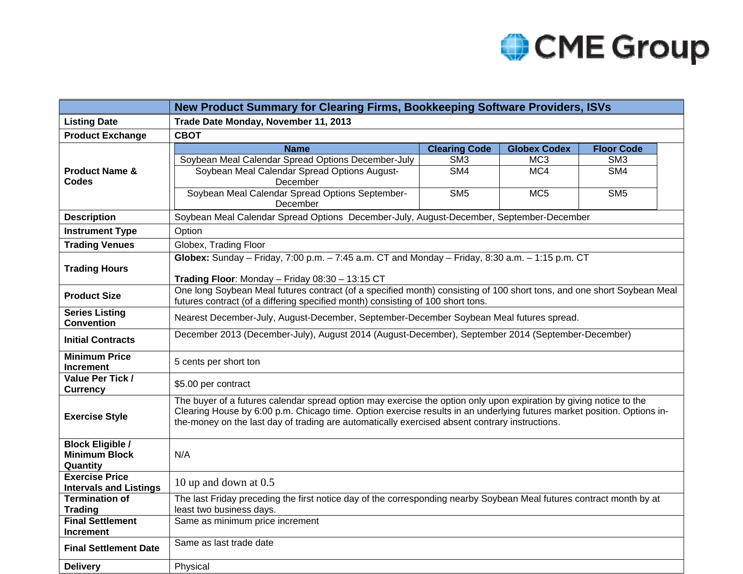| | New Product Summary for Clearing Firms, Bookkeeping Software Providers, ISVs |
|---|---|
| **Listing Date** | **Trade Date Monday, November 11, 2013** |
| **Product Exchange** | **CBOT** |
| **Product Name & Codes** | **Name** / **Clearing Code** / **Globex Codex** / **Floor Code**<br>Soybean Meal Calendar Spread Options December-July / SM3 / MC3 / SM3<br>Soybean Meal Calendar Spread Options August-December / SM4 / MC4 / SM4<br>Soybean Meal Calendar Spread Options September-December / SM5 / MC5 / SM5 |
| **Description** | Soybean Meal Calendar Spread Options December-July, August-December, September-December |
| **Instrument Type** | Option |
| **Trading Venues** | Globex, Trading Floor |
| **Trading Hours** | **Globex:** Sunday – Friday, 7:00 p.m. – 7:45 a.m. CT and Monday – Friday, 8:30 a.m. – 1:15 p.m. CT<br><br>**Trading Floor**: Monday – Friday 08:30 – 13:15 CT |
| **Product Size** | One long Soybean Meal futures contract (of a specified month) consisting of 100 short tons, and one short Soybean Meal futures contract (of a differing specified month) consisting of 100 short tons. |
| **Series Listing Convention** | Nearest December-July, August-December, September-December Soybean Meal futures spread. |
| **Initial Contracts** | December 2013 (December-July), August 2014 (August-December), September 2014 (September-December) |
| **Minimum Price Increment** | 5 cents per short ton |
| **Value Per Tick / Currency** | $5.00 per contract |
| **Exercise Style** | The buyer of a futures calendar spread option may exercise the option only upon expiration by giving notice to the Clearing House by 6:00 p.m. Chicago time. Option exercise results in an underlying futures market position. Options in-the-money on the last day of trading are automatically exercised absent contrary instructions. |
| **Block Eligible / Minimum Block Quantity** | N/A |
| **Exercise Price Intervals and Listings** | 10 up and down at 0.5 |
| **Termination of Trading** | The last Friday preceding the first notice day of the corresponding nearby Soybean Meal futures contract month by at least two business days. |
| **Final Settlement Increment** | Same as minimum price increment |
| **Final Settlement Date** | Same as last trade date |
| **Delivery** | Physical |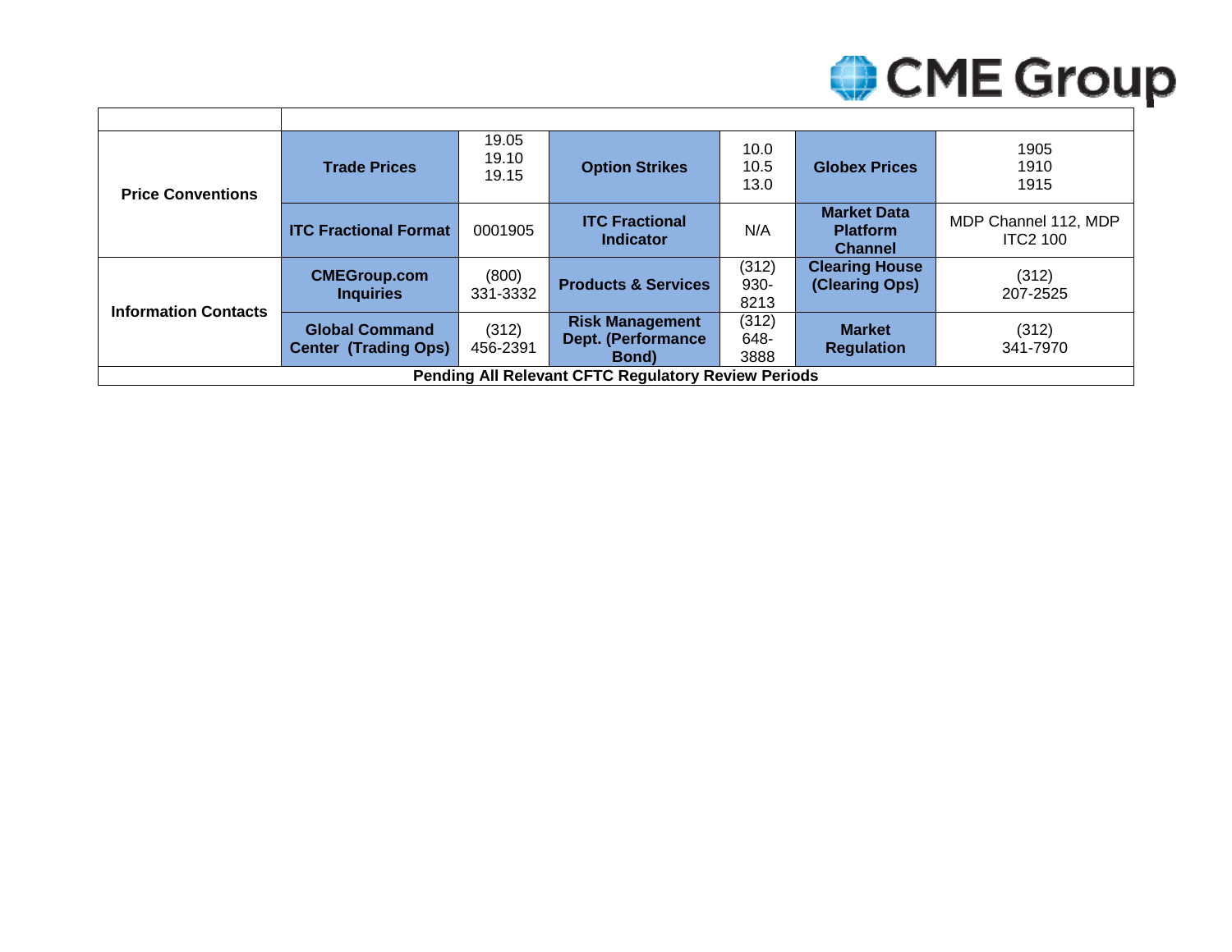| | | | | | | |
|---|---|---|---|---|---|---|
| **Price Conventions** | **Trade Prices** | 19.05<br>19.10<br>19.15 | **Option Strikes** | 10.0<br>10.5<br>13.0 | **Globex Prices** | 1905<br>1910<br>1915 |
| | **ITC Fractional Format** | 0001905 | **ITC Fractional Indicator** | N/A | **Market Data Platform Channel** | MDP Channel 112, MDP ITC2 100 |
| **Information Contacts** | **CMEGroup.com Inquiries** | (800) 331-3332 | **Products & Services** | (312) 930-8213 | **Clearing House (Clearing Ops)** | (312) 207-2525 |
| | **Global Command Center (Trading Ops)** | (312) 456-2391 | **Risk Management Dept. (Performance Bond)** | (312) 648-3888 | **Market Regulation** | (312) 341-7970 |
| **Pending All Relevant CFTC Regulatory Review Periods** | | | | | | |